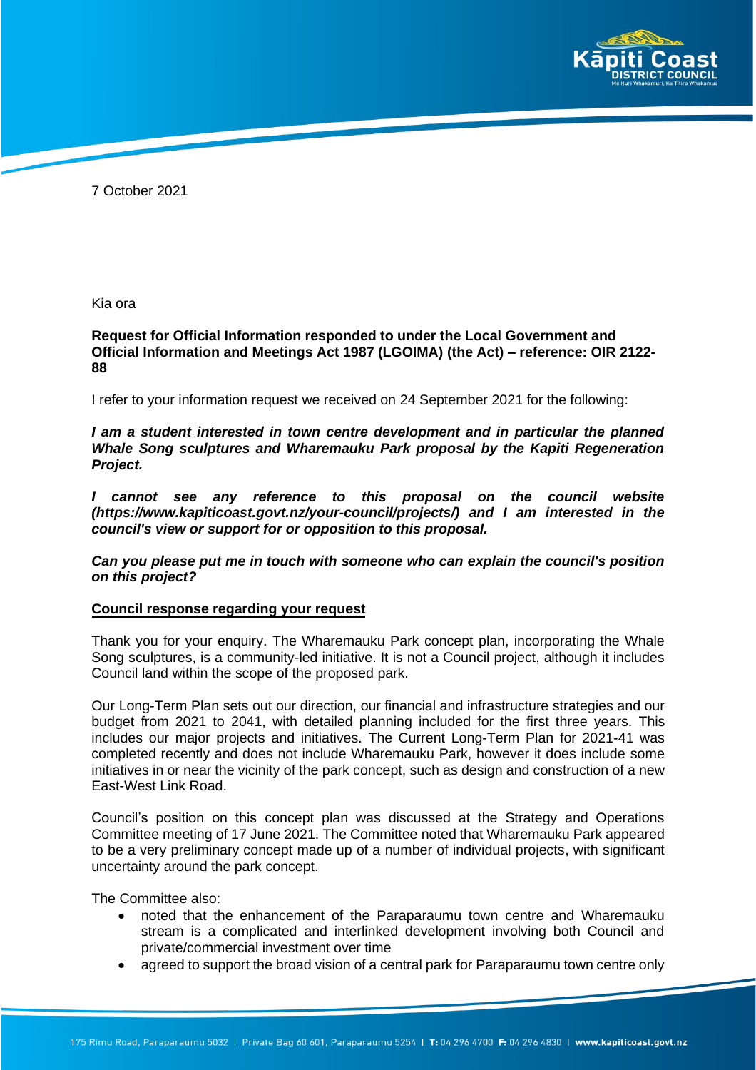7 October 2021

Kia ora

**Request for Official Information responded to under the Local Government and Official Information and Meetings Act 1987 (LGOIMA) (the Act) – reference: OIR 2122-88**

I refer to your information request we received on 24 September 2021 for the following:

***I am a student interested in town centre development and in particular the planned Whale Song sculptures and Wharemauku Park proposal by the Kapiti Regeneration Project.***

***I cannot see any reference to this proposal on the council website (https://www.kapiticoast.govt.nz/your-council/projects/) and I am interested in the council's view or support for or opposition to this proposal.***

***Can you please put me in touch with someone who can explain the council's position on this project?***

**<u>Council response regarding your request</u>**

Thank you for your enquiry. The Wharemauku Park concept plan, incorporating the Whale Song sculptures, is a community-led initiative. It is not a Council project, although it includes Council land within the scope of the proposed park.

Our Long-Term Plan sets out our direction, our financial and infrastructure strategies and our budget from 2021 to 2041, with detailed planning included for the first three years. This includes our major projects and initiatives. The Current Long-Term Plan for 2021-41 was completed recently and does not include Wharemauku Park, however it does include some initiatives in or near the vicinity of the park concept, such as design and construction of a new East-West Link Road.

Council's position on this concept plan was discussed at the Strategy and Operations Committee meeting of 17 June 2021. The Committee noted that Wharemauku Park appeared to be a very preliminary concept made up of a number of individual projects, with significant uncertainty around the park concept.

The Committee also:

- noted that the enhancement of the Paraparaumu town centre and Wharemauku stream is a complicated and interlinked development involving both Council and private/commercial investment over time
- agreed to support the broad vision of a central park for Paraparaumu town centre only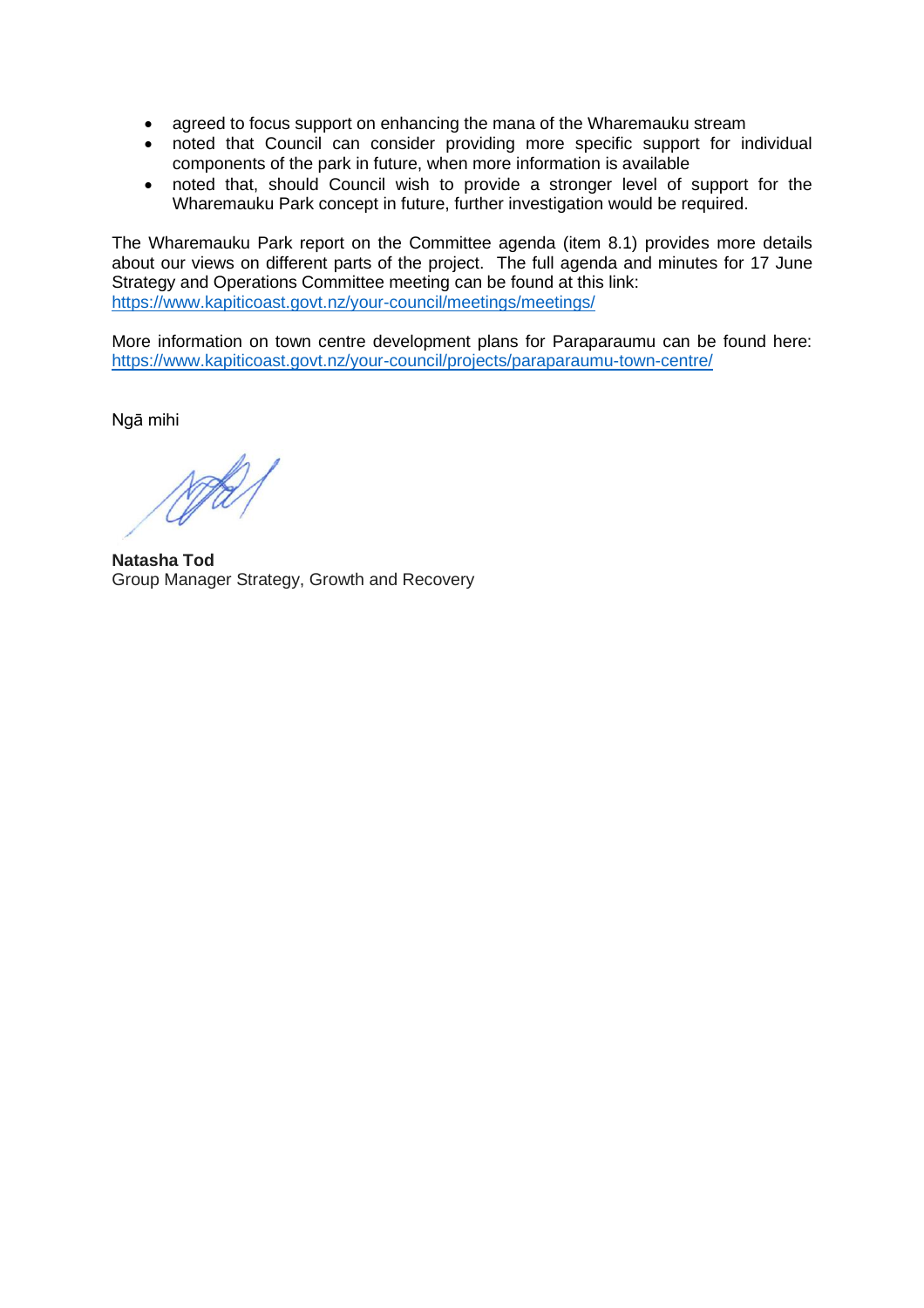- agreed to focus support on enhancing the mana of the Wharemauku stream
- noted that Council can consider providing more specific support for individual components of the park in future, when more information is available
- noted that, should Council wish to provide a stronger level of support for the Wharemauku Park concept in future, further investigation would be required.

The Wharemauku Park report on the Committee agenda (item 8.1) provides more details about our views on different parts of the project. The full agenda and minutes for 17 June Strategy and Operations Committee meeting can be found at this link: https://www.kapiticoast.govt.nz/your-council/meetings/meetings/

More information on town centre development plans for Paraparaumu can be found here: https://www.kapiticoast.govt.nz/your-council/projects/paraparaumu-town-centre/

Ngā mihi

**Natasha Tod**
Group Manager Strategy, Growth and Recovery